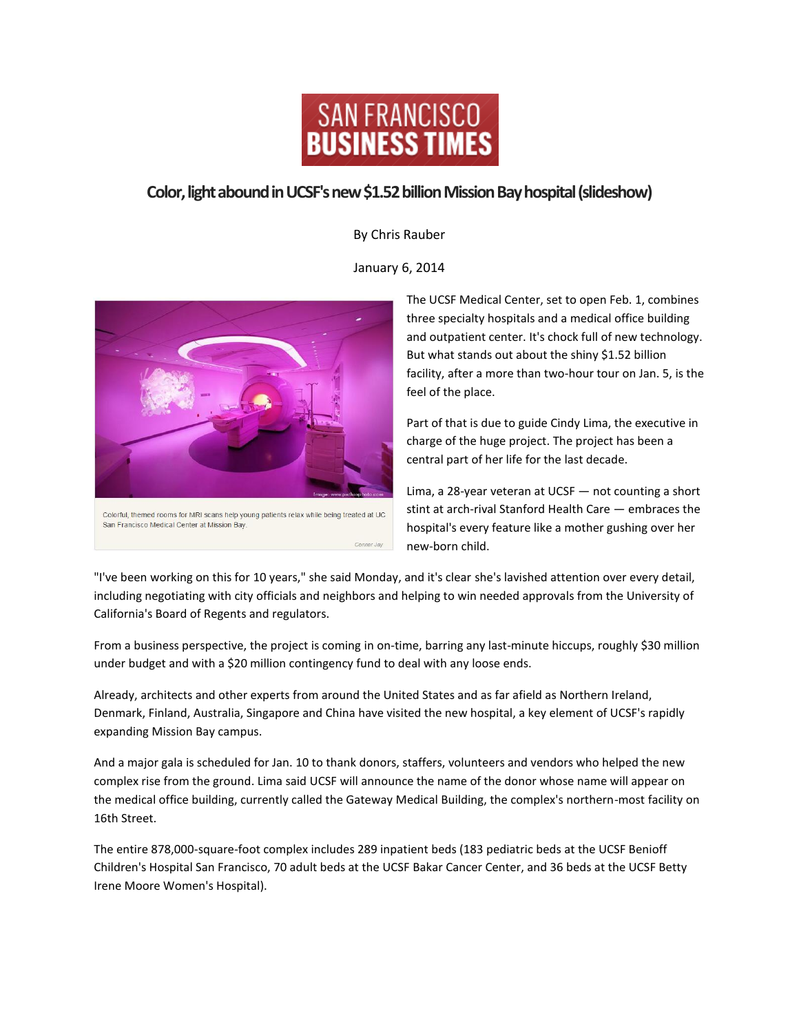SAN FRANCISCO BUSINESS TIMES

# Color, light abound in UCSF's new $1.52 billion Mission Bay hospital (slideshow)

By Chris Rauber

January 6, 2014

Colorful, themed rooms for MRI scans help young patients relax while being treated at UC San Francisco Medical Center at Mission Bay.

Conner Jay

The UCSF Medical Center, set to open Feb. 1, combines three specialty hospitals and a medical office building and outpatient center. It's chock full of new technology. But what stands out about the shiny $1.52 billion facility, after a more than two-hour tour on Jan. 5, is the feel of the place.

Part of that is due to guide Cindy Lima, the executive in charge of the huge project. The project has been a central part of her life for the last decade.

Lima, a 28-year veteran at UCSF — not counting a short stint at arch-rival Stanford Health Care — embraces the hospital's every feature like a mother gushing over her new-born child.

"I've been working on this for 10 years," she said Monday, and it's clear she's lavished attention over every detail, including negotiating with city officials and neighbors and helping to win needed approvals from the University of California's Board of Regents and regulators.

From a business perspective, the project is coming in on-time, barring any last-minute hiccups, roughly $30 million under budget and with a $20 million contingency fund to deal with any loose ends.

Already, architects and other experts from around the United States and as far afield as Northern Ireland, Denmark, Finland, Australia, Singapore and China have visited the new hospital, a key element of UCSF's rapidly expanding Mission Bay campus.

And a major gala is scheduled for Jan. 10 to thank donors, staffers, volunteers and vendors who helped the new complex rise from the ground. Lima said UCSF will announce the name of the donor whose name will appear on the medical office building, currently called the Gateway Medical Building, the complex's northern-most facility on 16th Street.

The entire 878,000-square-foot complex includes 289 inpatient beds (183 pediatric beds at the UCSF Benioff Children's Hospital San Francisco, 70 adult beds at the UCSF Bakar Cancer Center, and 36 beds at the UCSF Betty Irene Moore Women's Hospital).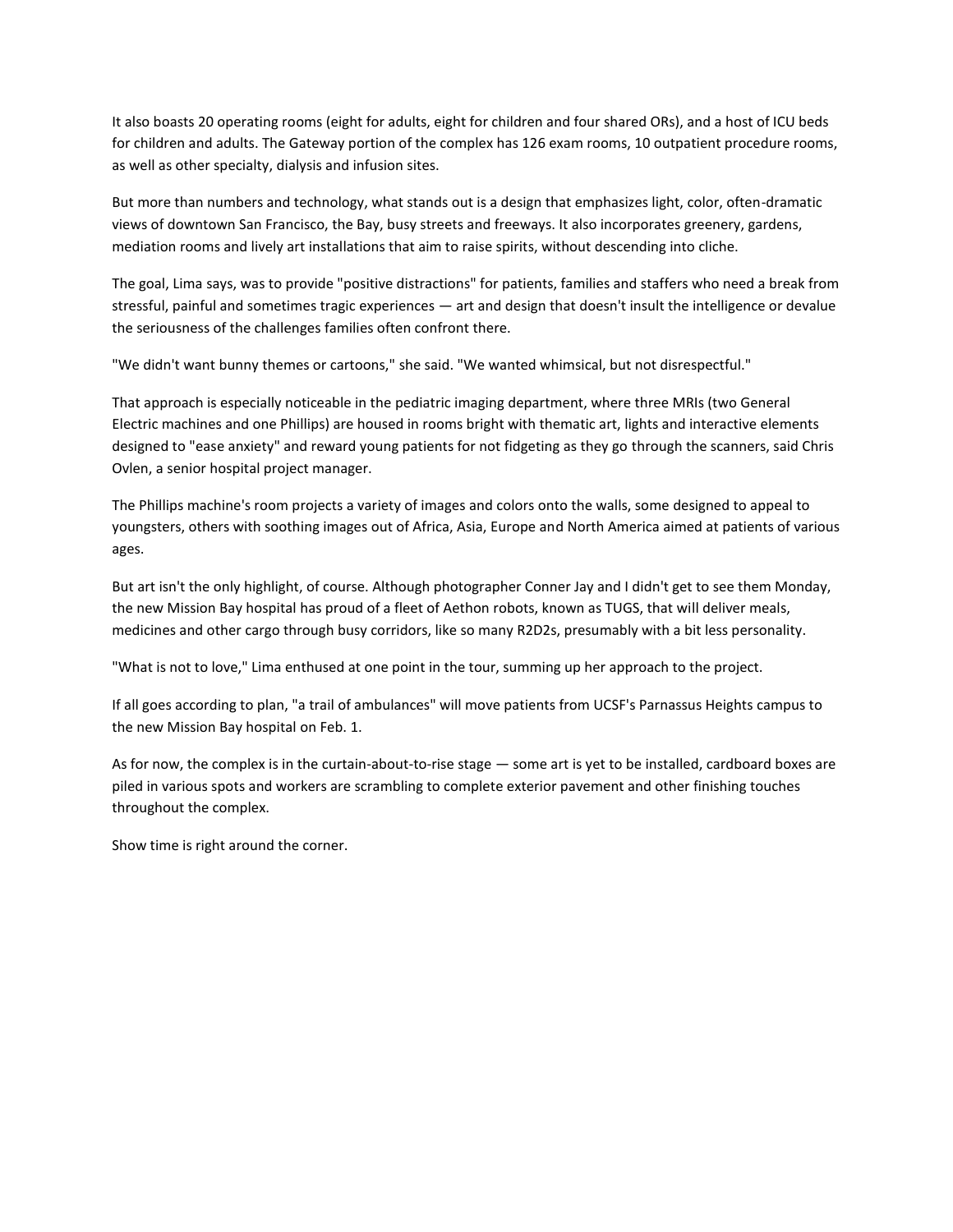It also boasts 20 operating rooms (eight for adults, eight for children and four shared ORs), and a host of ICU beds for children and adults. The Gateway portion of the complex has 126 exam rooms, 10 outpatient procedure rooms, as well as other specialty, dialysis and infusion sites.

But more than numbers and technology, what stands out is a design that emphasizes light, color, often-dramatic views of downtown San Francisco, the Bay, busy streets and freeways. It also incorporates greenery, gardens, mediation rooms and lively art installations that aim to raise spirits, without descending into cliche.

The goal, Lima says, was to provide "positive distractions" for patients, families and staffers who need a break from stressful, painful and sometimes tragic experiences — art and design that doesn't insult the intelligence or devalue the seriousness of the challenges families often confront there.

"We didn't want bunny themes or cartoons," she said. "We wanted whimsical, but not disrespectful."

That approach is especially noticeable in the pediatric imaging department, where three MRIs (two General Electric machines and one Phillips) are housed in rooms bright with thematic art, lights and interactive elements designed to "ease anxiety" and reward young patients for not fidgeting as they go through the scanners, said Chris Ovlen, a senior hospital project manager.

The Phillips machine's room projects a variety of images and colors onto the walls, some designed to appeal to youngsters, others with soothing images out of Africa, Asia, Europe and North America aimed at patients of various ages.

But art isn't the only highlight, of course. Although photographer Conner Jay and I didn't get to see them Monday, the new Mission Bay hospital has proud of a fleet of Aethon robots, known as TUGS, that will deliver meals, medicines and other cargo through busy corridors, like so many R2D2s, presumably with a bit less personality.

"What is not to love," Lima enthused at one point in the tour, summing up her approach to the project.

If all goes according to plan, "a trail of ambulances" will move patients from UCSF's Parnassus Heights campus to the new Mission Bay hospital on Feb. 1.

As for now, the complex is in the curtain-about-to-rise stage — some art is yet to be installed, cardboard boxes are piled in various spots and workers are scrambling to complete exterior pavement and other finishing touches throughout the complex.

Show time is right around the corner.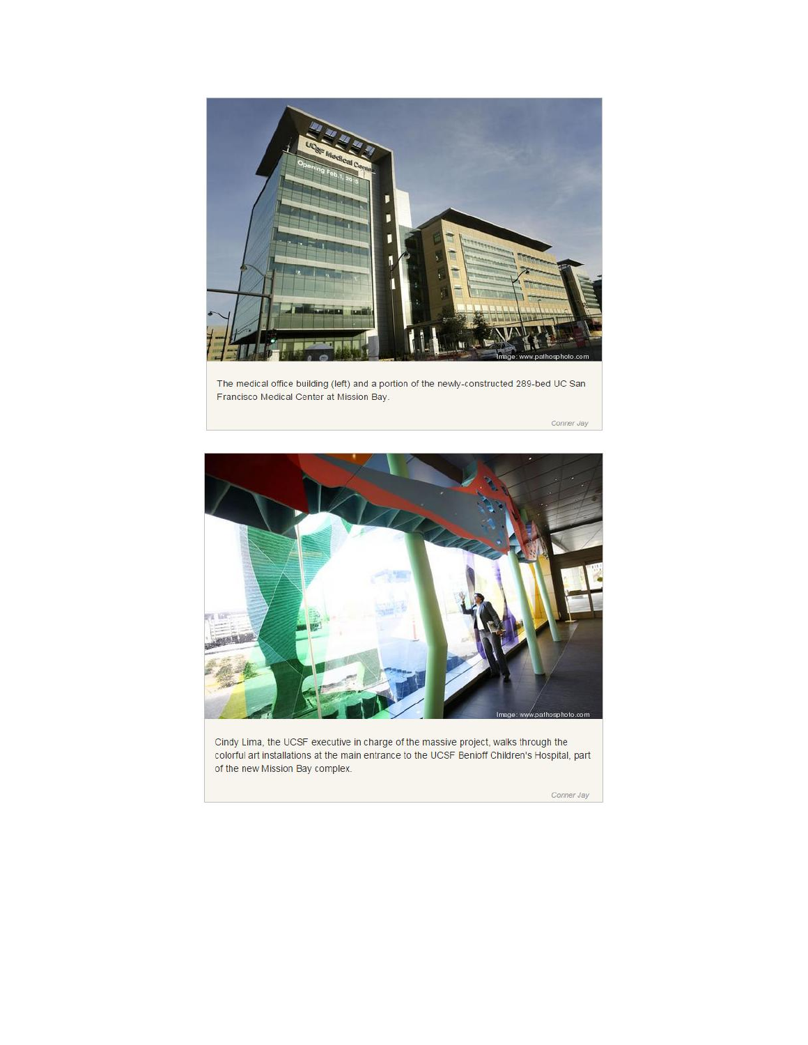The medical office building (left) and a portion of the newly-constructed 289-bed UC San Francisco Medical Center at Mission Bay.

Conner Jay

Cindy Lima, the UCSF executive in charge of the massive project, walks through the colorful art installations at the main entrance to the UCSF Benioff Children's Hospital, part of the new Mission Bay complex.

Conner Jay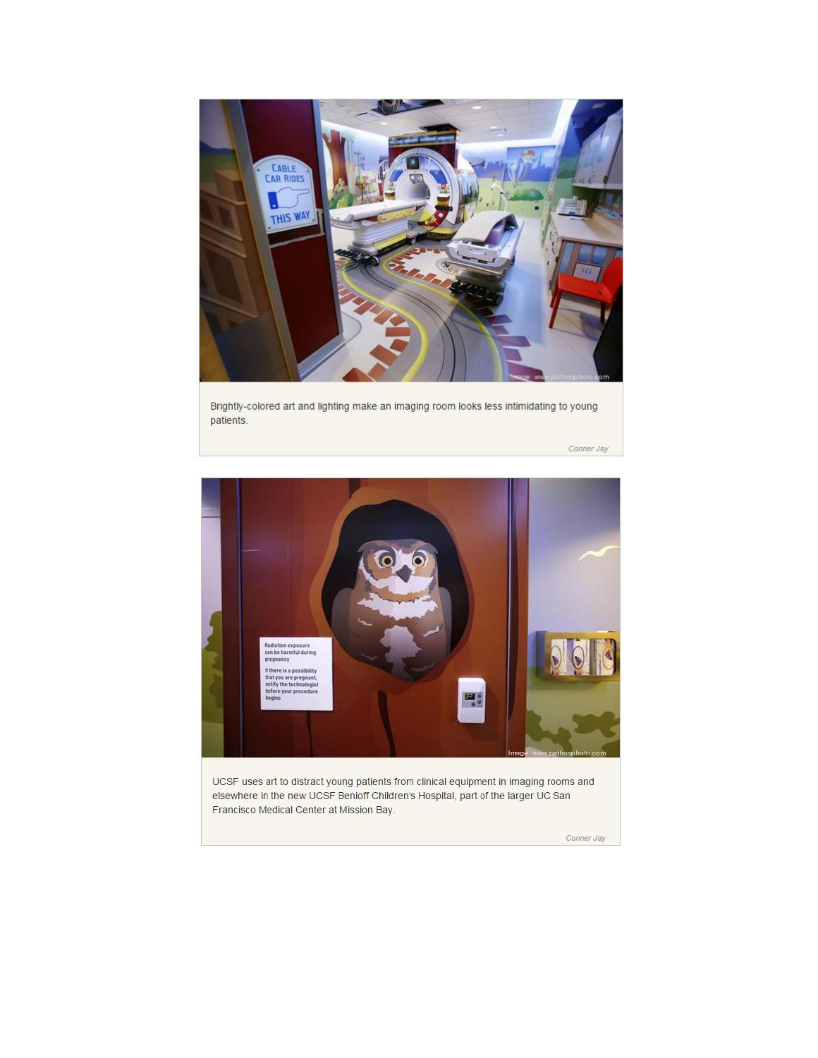Brightly-colored art and lighting make an imaging room looks less intimidating to young patients.

*Conner Jay*

UCSF uses art to distract young patients from clinical equipment in imaging rooms and elsewhere in the new UCSF Benioff Children's Hospital, part of the larger UC San Francisco Medical Center at Mission Bay.

*Conner Jay*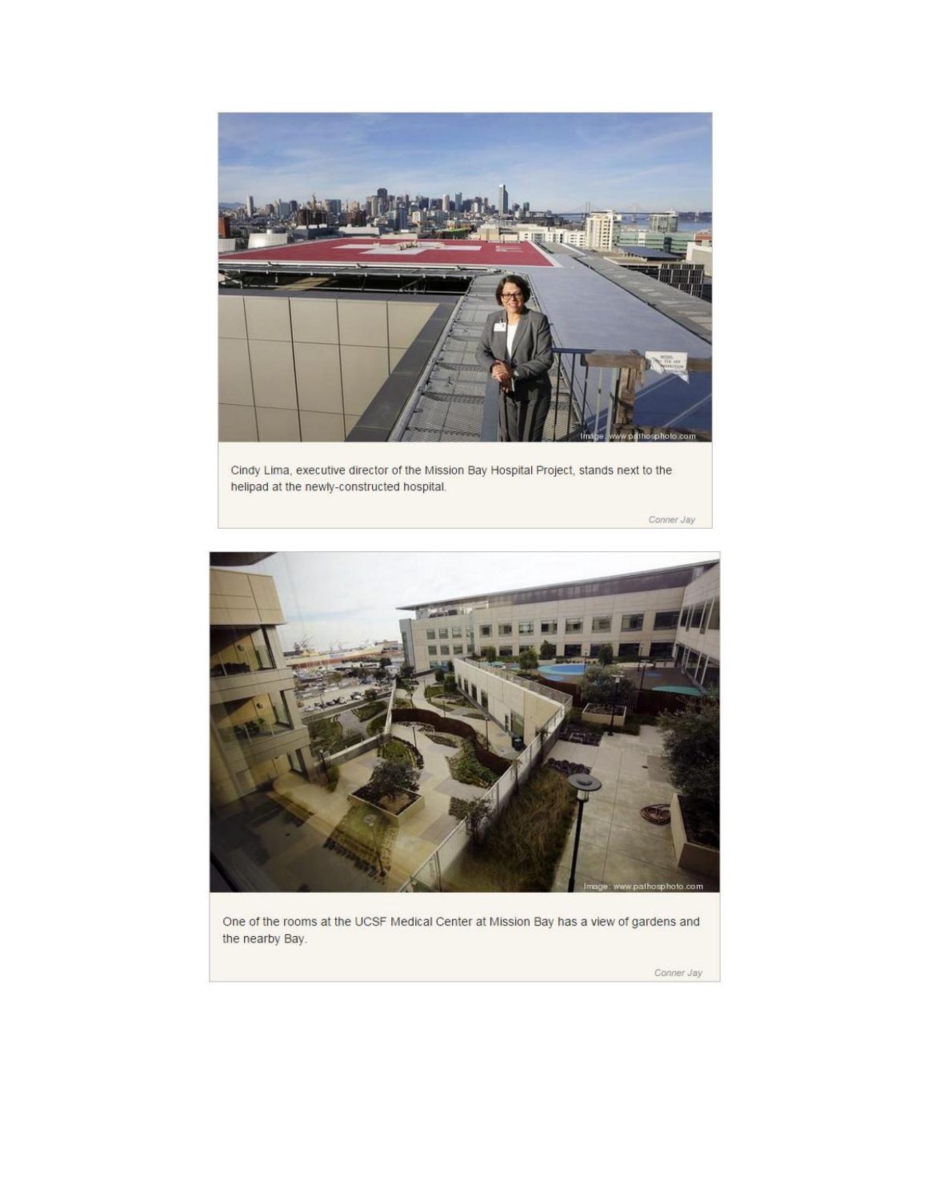Cindy Lima, executive director of the Mission Bay Hospital Project, stands next to the helipad at the newly-constructed hospital.

Conner Jay

One of the rooms at the UCSF Medical Center at Mission Bay has a view of gardens and the nearby Bay.

Conner Jay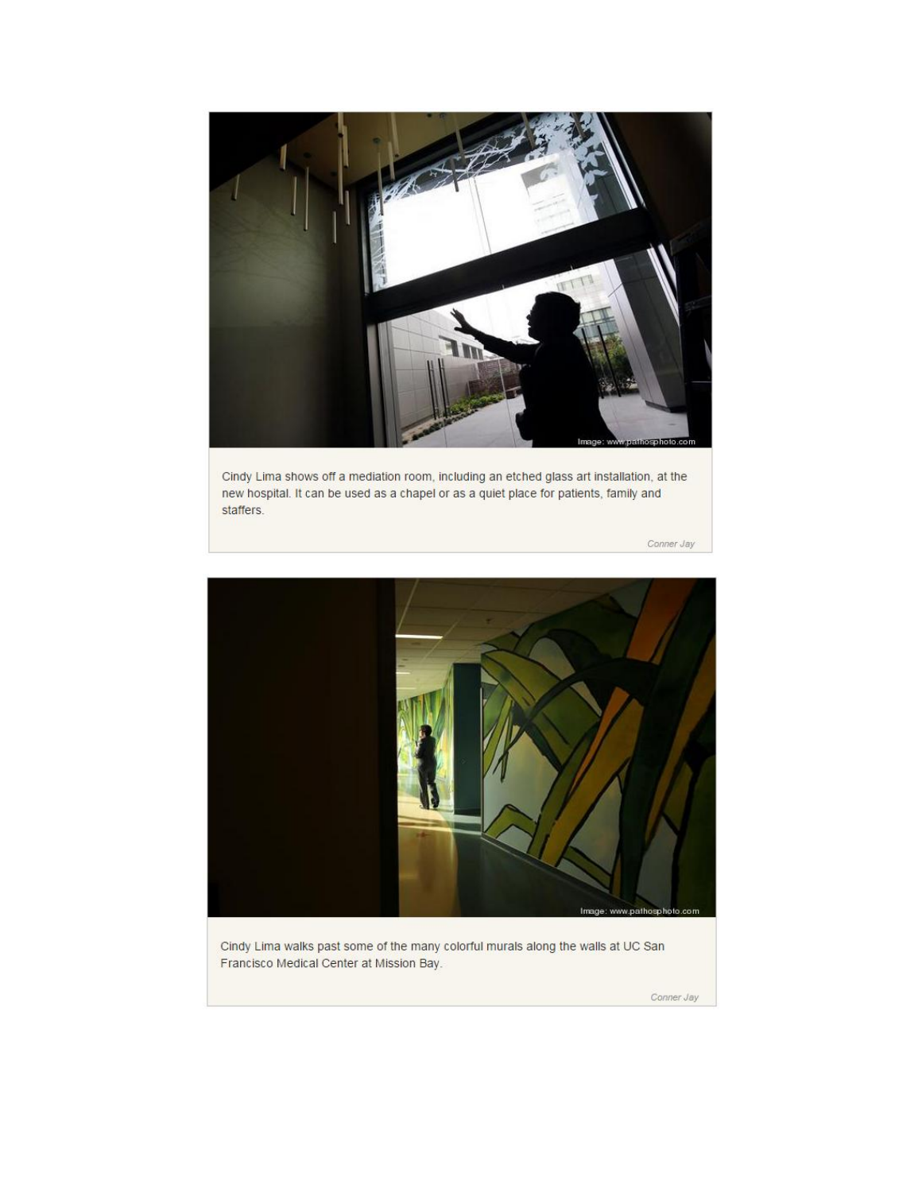Cindy Lima shows off a mediation room, including an etched glass art installation, at the new hospital. It can be used as a chapel or as a quiet place for patients, family and staffers.

Conner Jay

Cindy Lima walks past some of the many colorful murals along the walls at UC San Francisco Medical Center at Mission Bay.

Conner Jay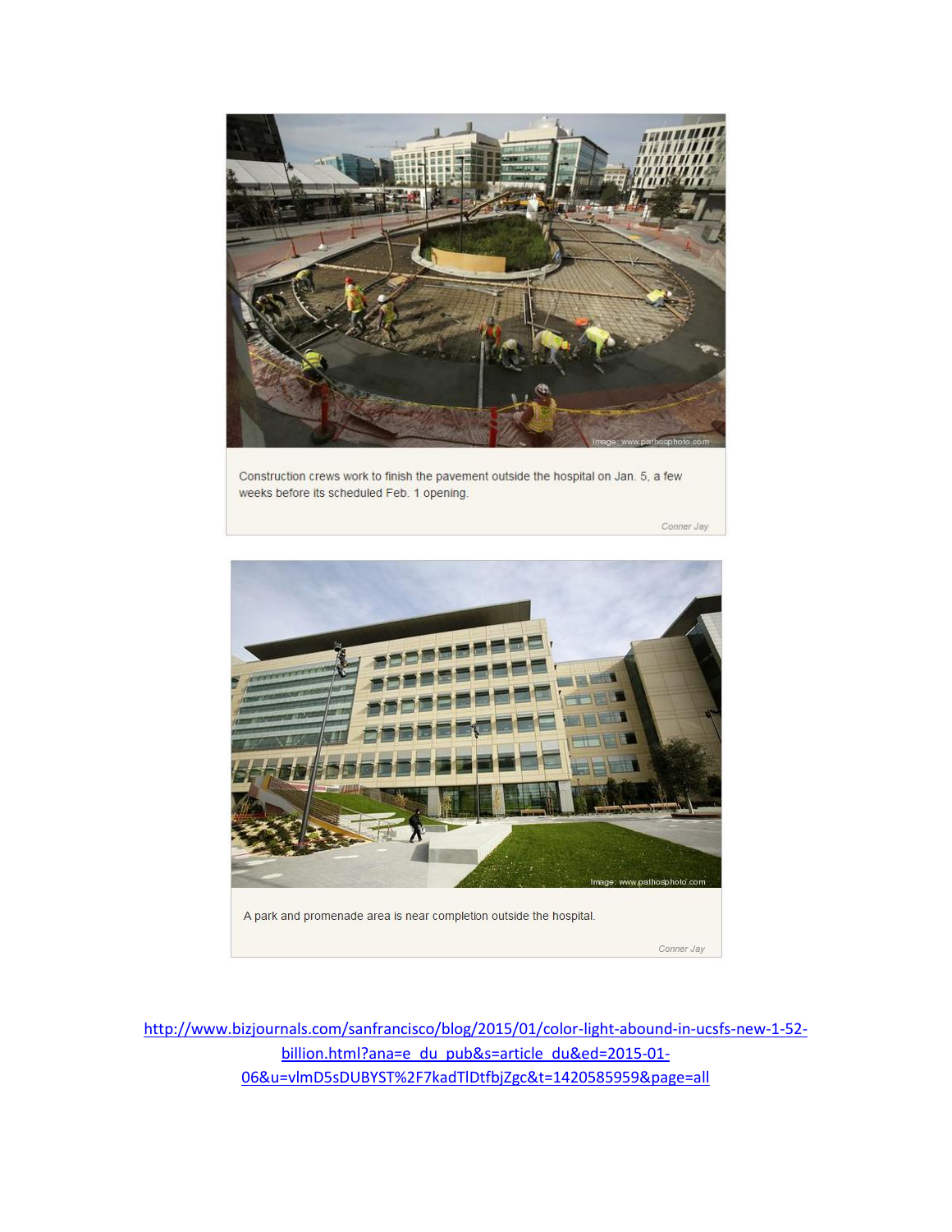Construction crews work to finish the pavement outside the hospital on Jan. 5, a few weeks before its scheduled Feb. 1 opening.

Conner Jay

A park and promenade area is near completion outside the hospital.

Conner Jay

http://www.bizjournals.com/sanfrancisco/blog/2015/01/color-light-abound-in-ucsfs-new-1-52-billion.html?ana=e_du_pub&s=article_du&ed=2015-01-06&u=vlmD5sDUBYST%2F7kadTlDtfbjZgc&t=1420585959&page=all